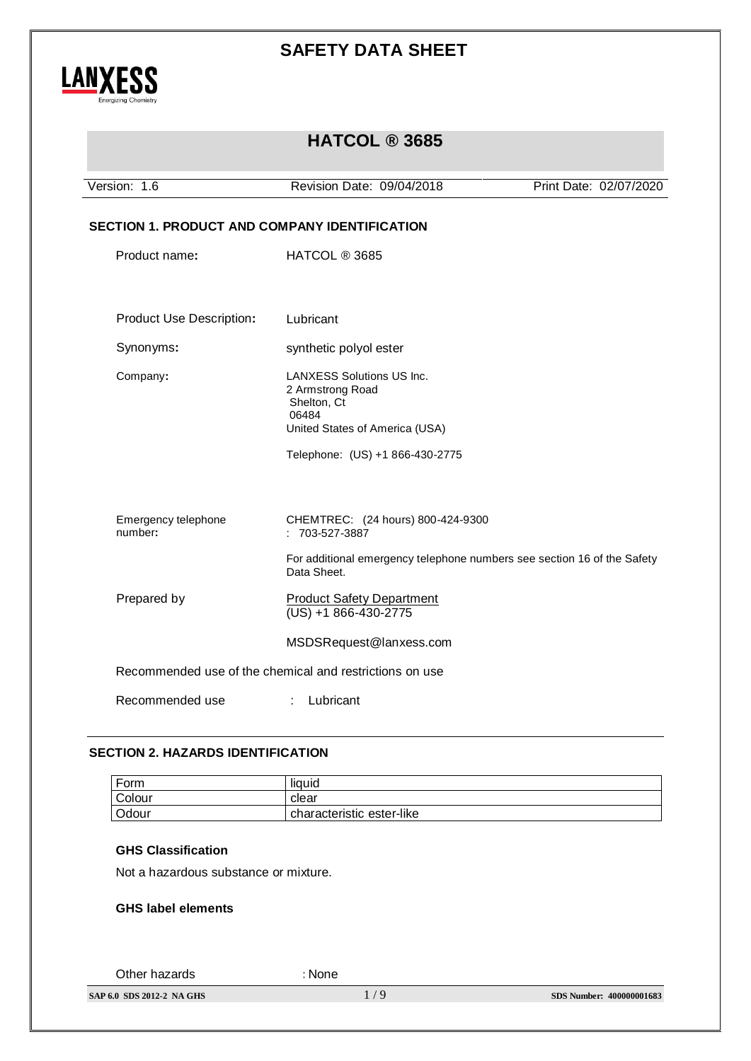# SAFETY DATA SHEET

## HATCOL ® 3685

| Version: 1.6 | Revision Date: 09/04/2018 | Print Date: 02/07/2020 |
|---|---|---|

### SECTION 1. PRODUCT AND COMPANY IDENTIFICATION

**Product name:** HATCOL ® 3685

**Product Use Description:** Lubricant

**Synonyms:** synthetic polyol ester

**Company:** LANXESS Solutions US Inc.
2 Armstrong Road
Shelton, Ct
06484
United States of America (USA)

Telephone: (US) +1 866-430-2775

**Emergency telephone number:** CHEMTREC: (24 hours) 800-424-9300
: 703-527-3887

For additional emergency telephone numbers see section 16 of the Safety Data Sheet.

**Prepared by** Product Safety Department
(US) +1 866-430-2775

MSDSRequest@lanxess.com

Recommended use of the chemical and restrictions on use

Recommended use : Lubricant

### SECTION 2. HAZARDS IDENTIFICATION

| Form | liquid |
|---|---|
| Colour | clear |
| Odour | characteristic ester-like |

**GHS Classification**

Not a hazardous substance or mixture.

**GHS label elements**

Other hazards : None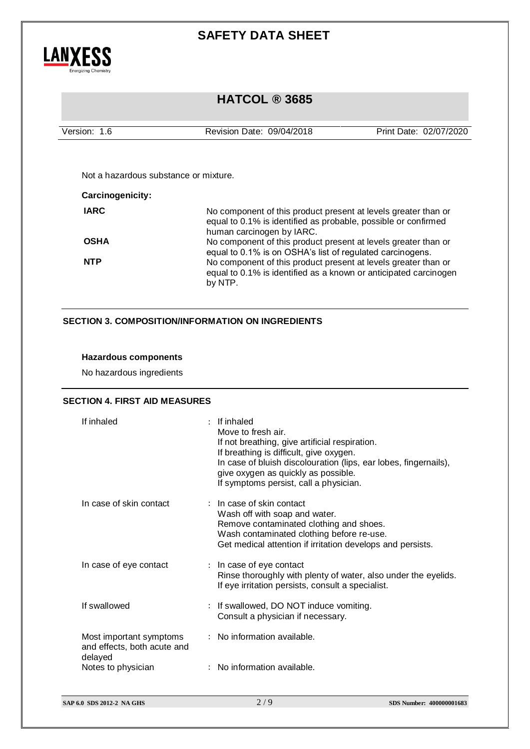Not a hazardous substance or mixture.

**Carcinogenicity:**

| | |
|---|---|
| **IARC** | No component of this product present at levels greater than or equal to 0.1% is identified as probable, possible or confirmed human carcinogen by IARC. |
| **OSHA** | No component of this product present at levels greater than or equal to 0.1% is on OSHA's list of regulated carcinogens. |
| **NTP** | No component of this product present at levels greater than or equal to 0.1% is identified as a known or anticipated carcinogen by NTP. |

## SECTION 3. COMPOSITION/INFORMATION ON INGREDIENTS

**Hazardous components**

No hazardous ingredients

## SECTION 4. FIRST AID MEASURES

| | |
|---|---|
| If inhaled | : If inhaled<br>Move to fresh air.<br>If not breathing, give artificial respiration.<br>If breathing is difficult, give oxygen.<br>In case of bluish discolouration (lips, ear lobes, fingernails), give oxygen as quickly as possible.<br>If symptoms persist, call a physician. |
| In case of skin contact | : In case of skin contact<br>Wash off with soap and water.<br>Remove contaminated clothing and shoes.<br>Wash contaminated clothing before re-use.<br>Get medical attention if irritation develops and persists. |
| In case of eye contact | : In case of eye contact<br>Rinse thoroughly with plenty of water, also under the eyelids.<br>If eye irritation persists, consult a specialist. |
| If swallowed | : If swallowed, DO NOT induce vomiting.<br>Consult a physician if necessary. |
| Most important symptoms and effects, both acute and delayed | : No information available. |
| Notes to physician | : No information available. |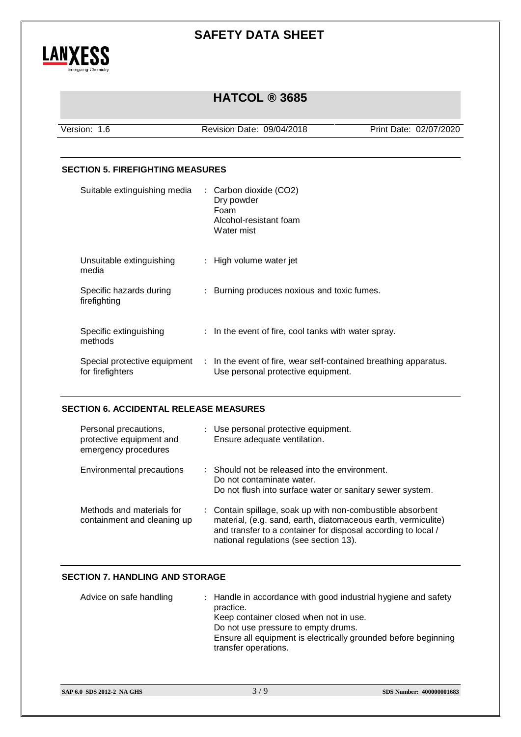## SECTION 5. FIREFIGHTING MEASURES

| | |
|---|---|
| Suitable extinguishing media | : Carbon dioxide ($CO_2$)<br>Dry powder<br>Foam<br>Alcohol-resistant foam<br>Water mist |
| Unsuitable extinguishing media | : High volume water jet |
| Specific hazards during firefighting | : Burning produces noxious and toxic fumes. |
| Specific extinguishing methods | : In the event of fire, cool tanks with water spray. |
| Special protective equipment for firefighters | : In the event of fire, wear self-contained breathing apparatus.<br>Use personal protective equipment. |

## SECTION 6. ACCIDENTAL RELEASE MEASURES

| | |
|---|---|
| Personal precautions, protective equipment and emergency procedures | : Use personal protective equipment.<br>Ensure adequate ventilation. |
| Environmental precautions | : Should not be released into the environment.<br>Do not contaminate water.<br>Do not flush into surface water or sanitary sewer system. |
| Methods and materials for containment and cleaning up | : Contain spillage, soak up with non-combustible absorbent material, (e.g. sand, earth, diatomaceous earth, vermiculite) and transfer to a container for disposal according to local / national regulations (see section 13). |

## SECTION 7. HANDLING AND STORAGE

| | |
|---|---|
| Advice on safe handling | : Handle in accordance with good industrial hygiene and safety practice.<br>Keep container closed when not in use.<br>Do not use pressure to empty drums.<br>Ensure all equipment is electrically grounded before beginning transfer operations. |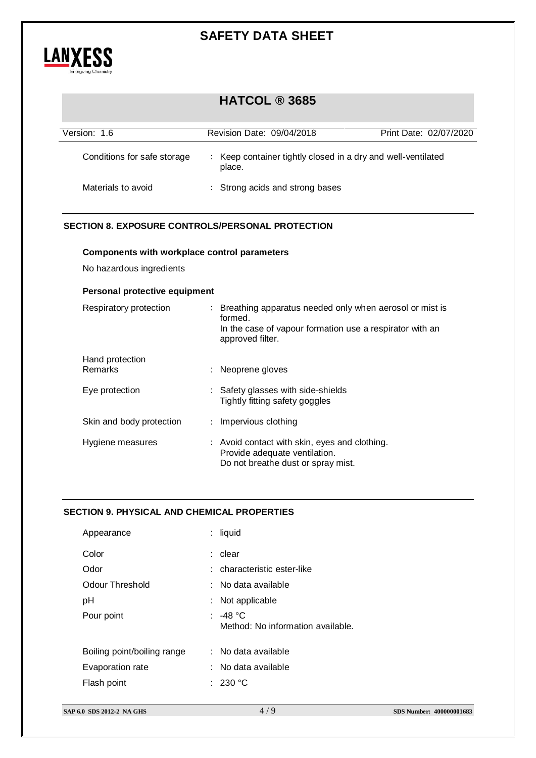| | | |
|---|---|---|
| Conditions for safe storage | : | Keep container tightly closed in a dry and well-ventilated place. |
| Materials to avoid | : | Strong acids and strong bases |

## SECTION 8. EXPOSURE CONTROLS/PERSONAL PROTECTION

### Components with workplace control parameters

No hazardous ingredients

### Personal protective equipment

| | | |
|---|---|---|
| Respiratory protection | : | Breathing apparatus needed only when aerosol or mist is formed.<br>In the case of vapour formation use a respirator with an approved filter. |
| Hand protection<br>Remarks | : | Neoprene gloves |
| Eye protection | : | Safety glasses with side-shields<br>Tightly fitting safety goggles |
| Skin and body protection | : | Impervious clothing |
| Hygiene measures | : | Avoid contact with skin, eyes and clothing.<br>Provide adequate ventilation.<br>Do not breathe dust or spray mist. |

## SECTION 9. PHYSICAL AND CHEMICAL PROPERTIES

| | | |
|---|---|---|
| Appearance | : | liquid |
| Color | : | clear |
| Odor | : | characteristic ester-like |
| Odour Threshold | : | No data available |
| pH | : | Not applicable |
| Pour point | : | -48 °C<br>Method: No information available. |
| Boiling point/boiling range | : | No data available |
| Evaporation rate | : | No data available |
| Flash point | : | 230 °C |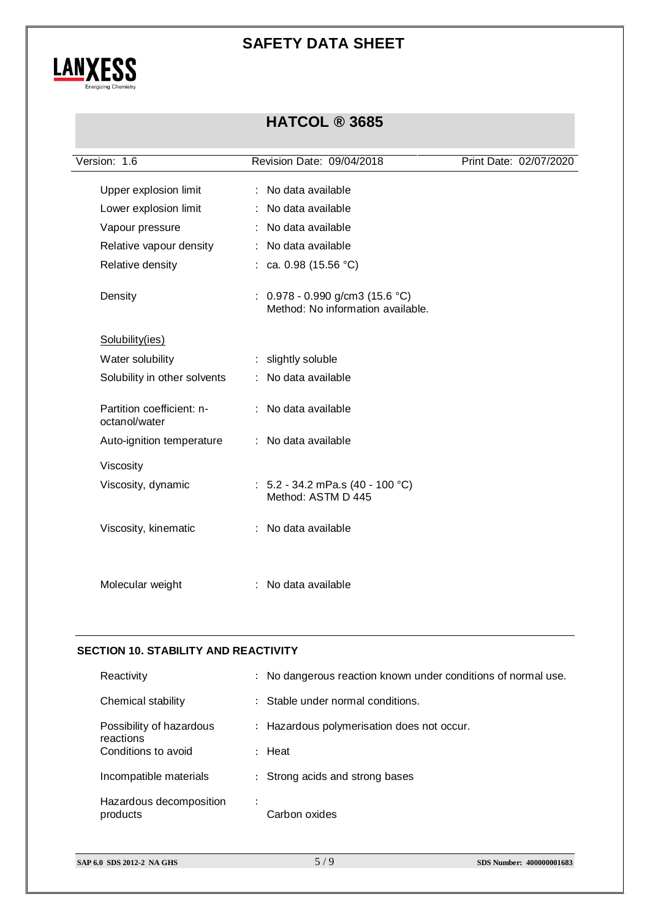| | |
|---|---|
| Upper explosion limit | : No data available |
| Lower explosion limit | : No data available |
| Vapour pressure | : No data available |
| Relative vapour density | : No data available |
| Relative density | : ca. 0.98 (15.56 °C) |
| Density | : 0.978 - 0.990 g/cm3 (15.6 °C)<br>Method: No information available. |

Solubility(ies)

| | |
|---|---|
| Water solubility | : slightly soluble |
| Solubility in other solvents | : No data available |
| Partition coefficient: n-octanol/water | : No data available |
| Auto-ignition temperature | : No data available |

Viscosity

| | |
|---|---|
| Viscosity, dynamic | : 5.2 - 34.2 mPa.s (40 - 100 °C)<br>Method: ASTM D 445 |
| Viscosity, kinematic | : No data available |
| Molecular weight | : No data available |

## SECTION 10. STABILITY AND REACTIVITY

| | |
|---|---|
| Reactivity | : No dangerous reaction known under conditions of normal use. |
| Chemical stability | : Stable under normal conditions. |
| Possibility of hazardous reactions | : Hazardous polymerisation does not occur. |
| Conditions to avoid | : Heat |
| Incompatible materials | : Strong acids and strong bases |
| Hazardous decomposition products | : Carbon oxides |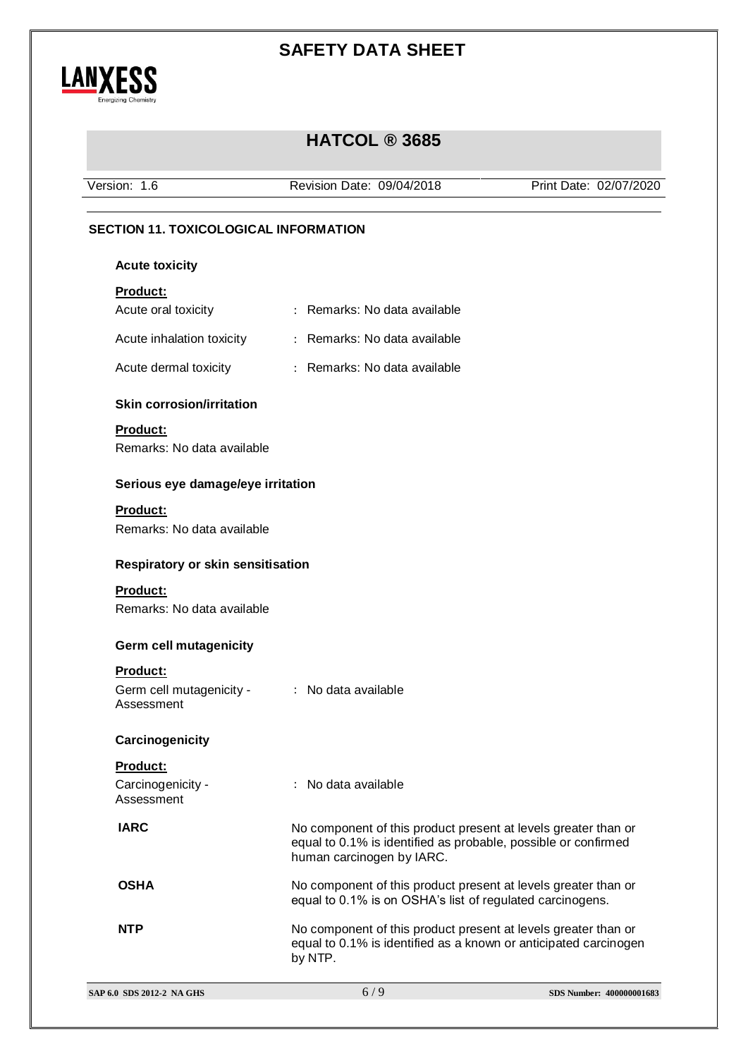## SECTION 11. TOXICOLOGICAL INFORMATION

### Acute toxicity

**Product:**

| | |
|---|---|
| Acute oral toxicity | : Remarks: No data available |
| Acute inhalation toxicity | : Remarks: No data available |
| Acute dermal toxicity | : Remarks: No data available |

### Skin corrosion/irritation

**Product:**

Remarks: No data available

### Serious eye damage/eye irritation

**Product:**

Remarks: No data available

### Respiratory or skin sensitisation

**Product:**

Remarks: No data available

### Germ cell mutagenicity

**Product:**

| | |
|---|---|
| Germ cell mutagenicity - Assessment | : No data available |

### Carcinogenicity

**Product:**

| | |
|---|---|
| Carcinogenicity - Assessment | : No data available |
| **IARC** | No component of this product present at levels greater than or equal to 0.1% is identified as probable, possible or confirmed human carcinogen by IARC. |
| **OSHA** | No component of this product present at levels greater than or equal to 0.1% is on OSHA's list of regulated carcinogens. |
| **NTP** | No component of this product present at levels greater than or equal to 0.1% is identified as a known or anticipated carcinogen by NTP. |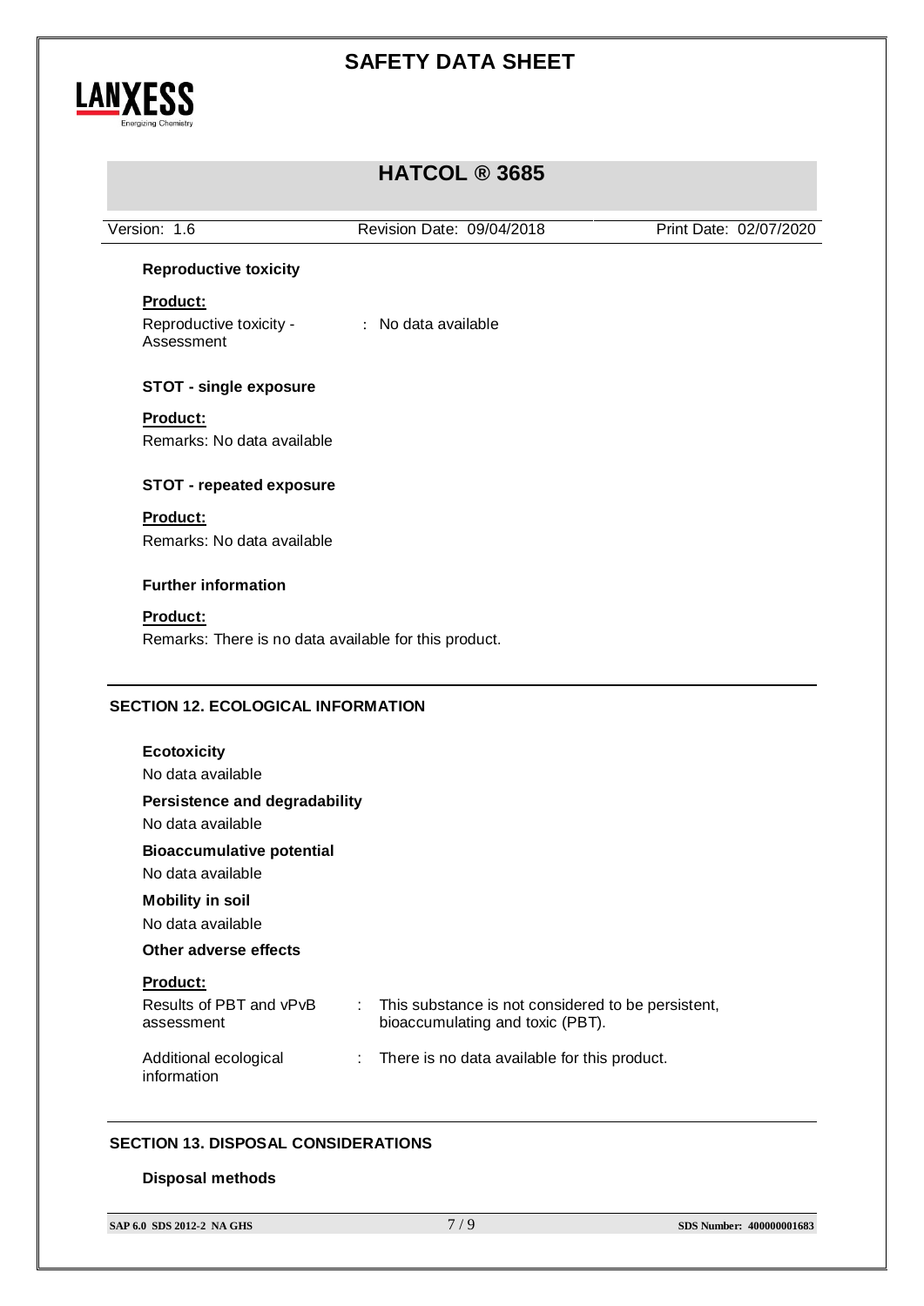### Reproductive toxicity

**Product:**

Reproductive toxicity - Assessment : No data available

### STOT - single exposure

**Product:**

Remarks: No data available

### STOT - repeated exposure

**Product:**

Remarks: No data available

### Further information

**Product:**

Remarks: There is no data available for this product.

## SECTION 12. ECOLOGICAL INFORMATION

**Ecotoxicity**

No data available

**Persistence and degradability**

No data available

**Bioaccumulative potential**

No data available

**Mobility in soil**

No data available

**Other adverse effects**

**Product:**

Results of PBT and vPvB assessment : This substance is not considered to be persistent, bioaccumulating and toxic (PBT).

Additional ecological information : There is no data available for this product.

## SECTION 13. DISPOSAL CONSIDERATIONS

**Disposal methods**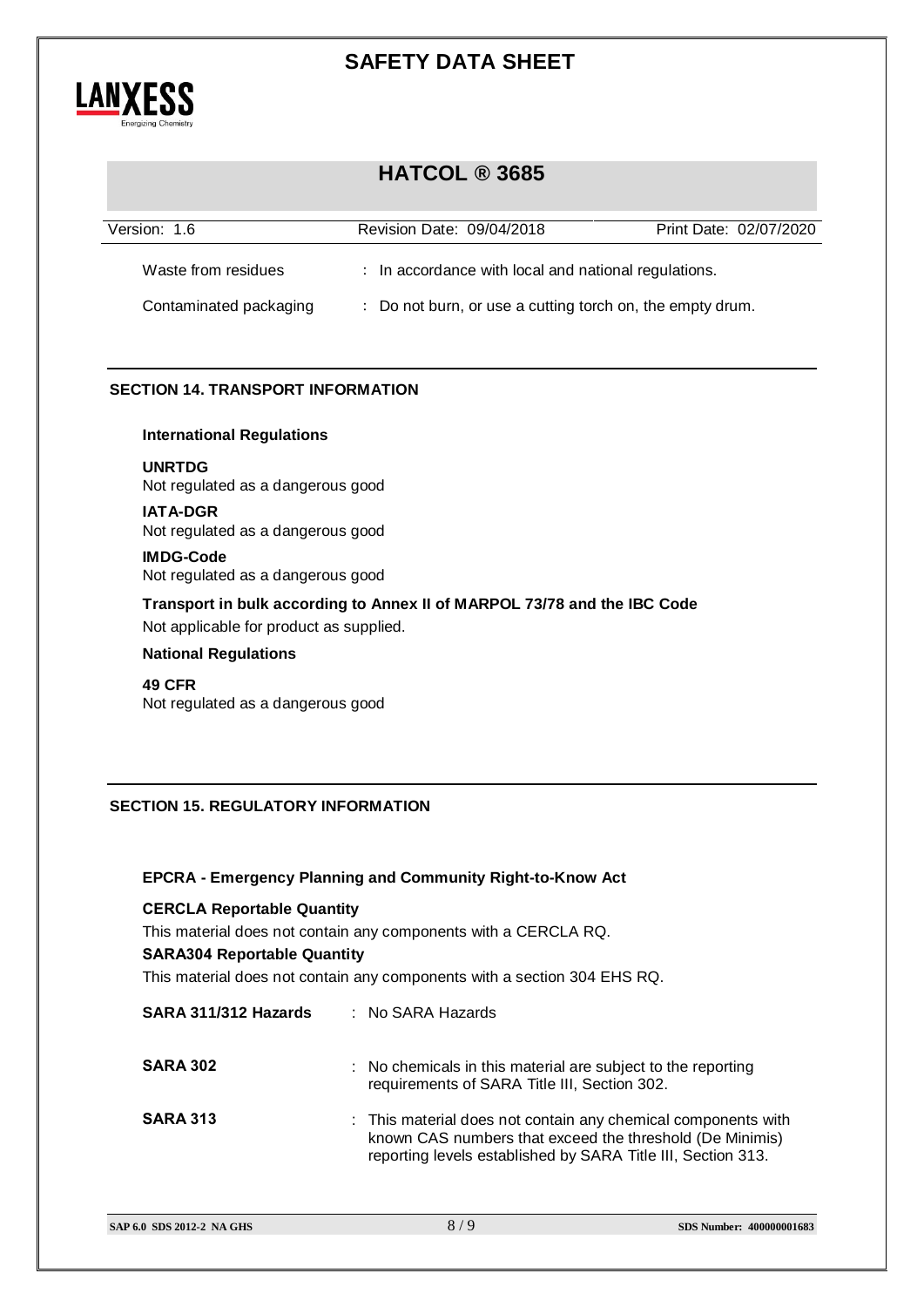| | |
|---|---|
| Waste from residues | : In accordance with local and national regulations. |
| Contaminated packaging | : Do not burn, or use a cutting torch on, the empty drum. |

## SECTION 14. TRANSPORT INFORMATION

**International Regulations**

**UNRTDG**
Not regulated as a dangerous good

**IATA-DGR**
Not regulated as a dangerous good

**IMDG-Code**
Not regulated as a dangerous good

**Transport in bulk according to Annex II of MARPOL 73/78 and the IBC Code**
Not applicable for product as supplied.

**National Regulations**

**49 CFR**
Not regulated as a dangerous good

## SECTION 15. REGULATORY INFORMATION

**EPCRA - Emergency Planning and Community Right-to-Know Act**

**CERCLA Reportable Quantity**
This material does not contain any components with a CERCLA RQ.

**SARA304 Reportable Quantity**
This material does not contain any components with a section 304 EHS RQ.

| | |
|---|---|
| **SARA 311/312 Hazards** | : No SARA Hazards |
| **SARA 302** | : No chemicals in this material are subject to the reporting requirements of SARA Title III, Section 302. |
| **SARA 313** | : This material does not contain any chemical components with known CAS numbers that exceed the threshold (De Minimis) reporting levels established by SARA Title III, Section 313. |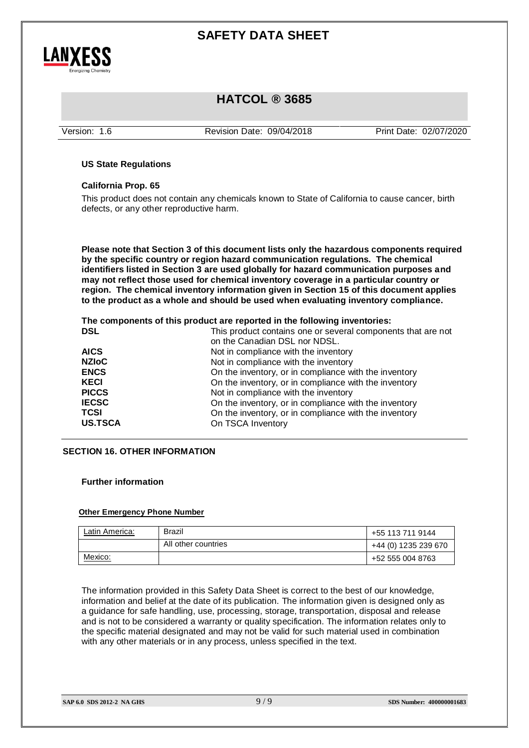### US State Regulations

**California Prop. 65**

This product does not contain any chemicals known to State of California to cause cancer, birth defects, or any other reproductive harm.

**Please note that Section 3 of this document lists only the hazardous components required by the specific country or region hazard communication regulations. The chemical identifiers listed in Section 3 are used globally for hazard communication purposes and may not reflect those used for chemical inventory coverage in a particular country or region. The chemical inventory information given in Section 15 of this document applies to the product as a whole and should be used when evaluating inventory compliance.**

**The components of this product are reported in the following inventories:**

| | |
|---|---|
| **DSL** | This product contains one or several components that are not on the Canadian DSL nor NDSL. |
| **AICS** | Not in compliance with the inventory |
| **NZIoC** | Not in compliance with the inventory |
| **ENCS** | On the inventory, or in compliance with the inventory |
| **KECI** | On the inventory, or in compliance with the inventory |
| **PICCS** | Not in compliance with the inventory |
| **IECSC** | On the inventory, or in compliance with the inventory |
| **TCSI** | On the inventory, or in compliance with the inventory |
| **US.TSCA** | On TSCA Inventory |

## SECTION 16. OTHER INFORMATION

### Further information

**Other Emergency Phone Number**

| | | |
|---|---|---|
| Latin America: | Brazil | +55 113 711 9144 |
| | All other countries | +44 (0) 1235 239 670 |
| Mexico: | | +52 555 004 8763 |

The information provided in this Safety Data Sheet is correct to the best of our knowledge, information and belief at the date of its publication. The information given is designed only as a guidance for safe handling, use, processing, storage, transportation, disposal and release and is not to be considered a warranty or quality specification. The information relates only to the specific material designated and may not be valid for such material used in combination with any other materials or in any process, unless specified in the text.